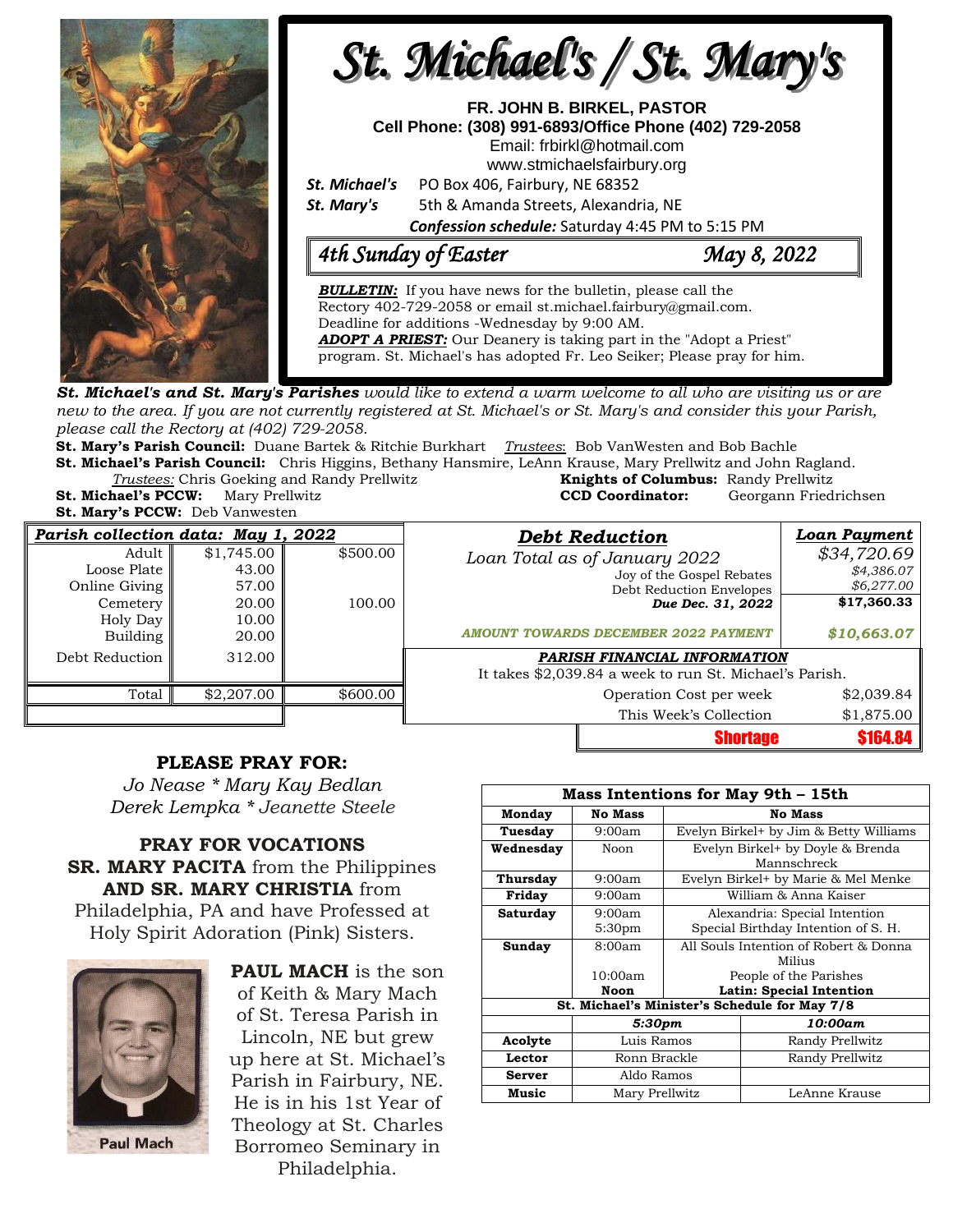# St. Michael's / St. Mary's

**FR. JOHN B. BIRKEL, PASTOR**
**Cell Phone: (308) 991-6893/Office Phone (402) 729-2058**
Email: frbirkl@hotmail.com
www.stmichaelsfairbury.org

***St. Michael's*** PO Box 406, Fairbury, NE 68352
***St. Mary's*** 5th & Amanda Streets, Alexandria, NE

***Confession schedule:*** Saturday 4:45 PM to 5:15 PM

## *4th Sunday of Easter* — *May 8, 2022*

***BULLETIN:*** If you have news for the bulletin, please call the Rectory 402-729-2058 or email st.michael.fairbury@gmail.com. Deadline for additions -Wednesday by 9:00 AM.
***ADOPT A PRIEST:*** Our Deanery is taking part in the "Adopt a Priest" program. St. Michael's has adopted Fr. Leo Seiker; Please pray for him.

***St. Michael's and St. Mary's Parishes*** *would like to extend a warm welcome to all who are visiting us or are new to the area. If you are not currently registered at St. Michael's or St. Mary's and consider this your Parish, please call the Rectory at (402) 729-2058.*

**St. Mary's Parish Council:** Duane Bartek & Ritchie Burkhart *Trustees*: Bob VanWesten and Bob Bachle
**St. Michael's Parish Council:** Chris Higgins, Bethany Hansmire, LeAnn Krause, Mary Prellwitz and John Ragland.
*Trustees:* Chris Goeking and Randy Prellwitz
**Knights of Columbus:** Randy Prellwitz
**St. Michael's PCCW:** Mary Prellwitz
**CCD Coordinator:** Georgann Friedrichsen
**St. Mary's PCCW:** Deb Vanwesten

| ***Parish collection data: May 1, 2022*** | | |
|---|---|---|
| Adult | $1,745.00 | $500.00 |
| Loose Plate | 43.00 | |
| Online Giving | 57.00 | |
| Cemetery | 20.00 | 100.00 |
| Holy Day | 10.00 | |
| Building | 20.00 | |
| Debt Reduction | 312.00 | |
| Total | $2,207.00 | $600.00 |

| ***Debt Reduction*** | ***Loan Payment*** |
|---|---|
| *Loan Total as of January 2022* | *$34,720.69* |
| Joy of the Gospel Rebates | *$4,386.07* |
| Debt Reduction Envelopes | *$6,277.00* |
| ***Due Dec. 31, 2022*** | **$17,360.33** |
| ***AMOUNT TOWARDS DECEMBER 2022 PAYMENT*** | ***$10,663.07*** |

***PARISH FINANCIAL INFORMATION***
It takes $2,039.84 a week to run St. Michael's Parish.

| | |
|---|---|
| Operation Cost per week | $2,039.84 |
| This Week's Collection | $1,875.00 |
| **Shortage** | **$164.84** |

## PLEASE PRAY FOR:

*Jo Nease * Mary Kay Bedlan*
*Derek Lempka * Jeanette Steele*

## PRAY FOR VOCATIONS

**SR. MARY PACITA** from the Philippines **AND SR. MARY CHRISTIA** from Philadelphia, PA and have Professed at Holy Spirit Adoration (Pink) Sisters.

Paul Mach

**PAUL MACH** is the son of Keith & Mary Mach of St. Teresa Parish in Lincoln, NE but grew up here at St. Michael's Parish in Fairbury, NE. He is in his 1st Year of Theology at St. Charles Borromeo Seminary in Philadelphia.

| **Mass Intentions for May 9th – 15th** | | |
|---|---|---|
| **Monday** | **No Mass** | **No Mass** |
| **Tuesday** | 9:00am | Evelyn Birkel+ by Jim & Betty Williams |
| **Wednesday** | Noon | Evelyn Birkel+ by Doyle & Brenda Mannschreck |
| **Thursday** | 9:00am | Evelyn Birkel+ by Marie & Mel Menke |
| **Friday** | 9:00am | William & Anna Kaiser |
| **Saturday** | 9:00am | Alexandria: Special Intention |
| | 5:30pm | Special Birthday Intention of S. H. |
| **Sunday** | 8:00am | All Souls Intention of Robert & Donna Milius |
| | 10:00am | People of the Parishes |
| | **Noon** | **Latin: Special Intention** |

| **St. Michael's Minister's Schedule for May 7/8** | | |
|---|---|---|
| | ***5:30pm*** | ***10:00am*** |
| **Acolyte** | Luis Ramos | Randy Prellwitz |
| **Lector** | Ronn Brackle | Randy Prellwitz |
| **Server** | Aldo Ramos | |
| **Music** | Mary Prellwitz | LeAnne Krause |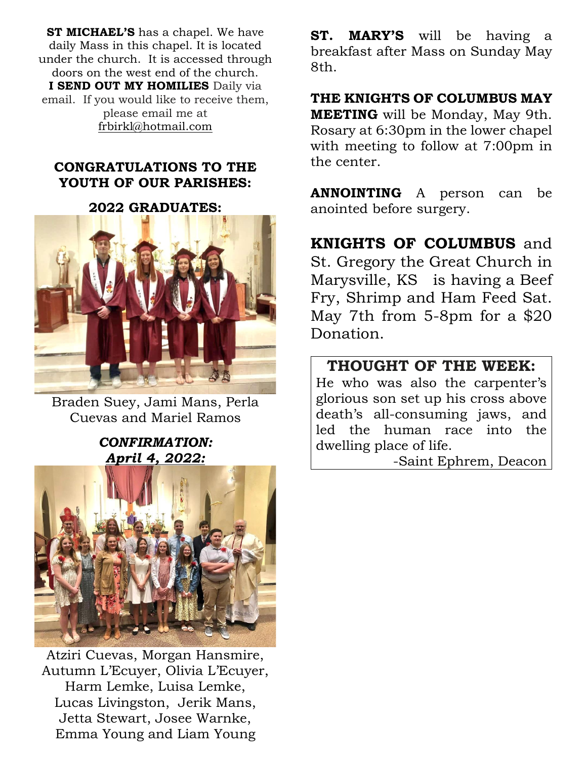**ST MICHAEL'S** has a chapel. We have daily Mass in this chapel. It is located under the church. It is accessed through doors on the west end of the church.

**I SEND OUT MY HOMILIES** Daily via email. If you would like to receive them, please email me at frbirkl@hotmail.com

## CONGRATULATIONS TO THE YOUTH OF OUR PARISHES:

### 2022 GRADUATES:

Braden Suey, Jami Mans, Perla Cuevas and Mariel Ramos

### *CONFIRMATION: April 4, 2022:*

Atziri Cuevas, Morgan Hansmire, Autumn L'Ecuyer, Olivia L'Ecuyer, Harm Lemke, Luisa Lemke, Lucas Livingston, Jerik Mans, Jetta Stewart, Josee Warnke, Emma Young and Liam Young

**ST. MARY'S** will be having a breakfast after Mass on Sunday May 8th.

**THE KNIGHTS OF COLUMBUS MAY MEETING** will be Monday, May 9th. Rosary at 6:30pm in the lower chapel with meeting to follow at 7:00pm in the center.

**ANNOINTING** A person can be anointed before surgery.

**KNIGHTS OF COLUMBUS** and St. Gregory the Great Church in Marysville, KS is having a Beef Fry, Shrimp and Ham Feed Sat. May 7th from 5-8pm for a $20 Donation.

**THOUGHT OF THE WEEK:**

He who was also the carpenter's glorious son set up his cross above death's all-consuming jaws, and led the human race into the dwelling place of life.

-Saint Ephrem, Deacon